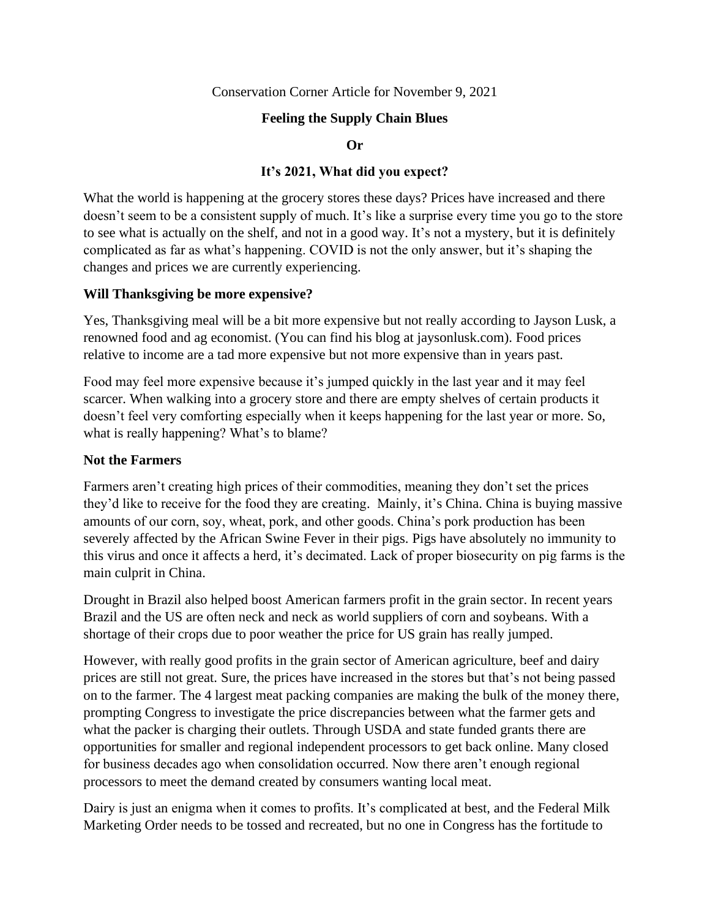Conservation Corner Article for November 9, 2021

**Feeling the Supply Chain Blues**

**Or**

**It's 2021, What did you expect?**

What the world is happening at the grocery stores these days? Prices have increased and there doesn't seem to be a consistent supply of much. It's like a surprise every time you go to the store to see what is actually on the shelf, and not in a good way. It's not a mystery, but it is definitely complicated as far as what's happening. COVID is not the only answer, but it's shaping the changes and prices we are currently experiencing.

### Will Thanksgiving be more expensive?

Yes, Thanksgiving meal will be a bit more expensive but not really according to Jayson Lusk, a renowned food and ag economist. (You can find his blog at jaysonlusk.com). Food prices relative to income are a tad more expensive but not more expensive than in years past.

Food may feel more expensive because it's jumped quickly in the last year and it may feel scarcer. When walking into a grocery store and there are empty shelves of certain products it doesn't feel very comforting especially when it keeps happening for the last year or more. So, what is really happening? What's to blame?

### Not the Farmers

Farmers aren't creating high prices of their commodities, meaning they don't set the prices they'd like to receive for the food they are creating. Mainly, it's China. China is buying massive amounts of our corn, soy, wheat, pork, and other goods. China's pork production has been severely affected by the African Swine Fever in their pigs. Pigs have absolutely no immunity to this virus and once it affects a herd, it's decimated. Lack of proper biosecurity on pig farms is the main culprit in China.

Drought in Brazil also helped boost American farmers profit in the grain sector. In recent years Brazil and the US are often neck and neck as world suppliers of corn and soybeans. With a shortage of their crops due to poor weather the price for US grain has really jumped.

However, with really good profits in the grain sector of American agriculture, beef and dairy prices are still not great. Sure, the prices have increased in the stores but that's not being passed on to the farmer. The 4 largest meat packing companies are making the bulk of the money there, prompting Congress to investigate the price discrepancies between what the farmer gets and what the packer is charging their outlets. Through USDA and state funded grants there are opportunities for smaller and regional independent processors to get back online. Many closed for business decades ago when consolidation occurred. Now there aren't enough regional processors to meet the demand created by consumers wanting local meat.

Dairy is just an enigma when it comes to profits. It's complicated at best, and the Federal Milk Marketing Order needs to be tossed and recreated, but no one in Congress has the fortitude to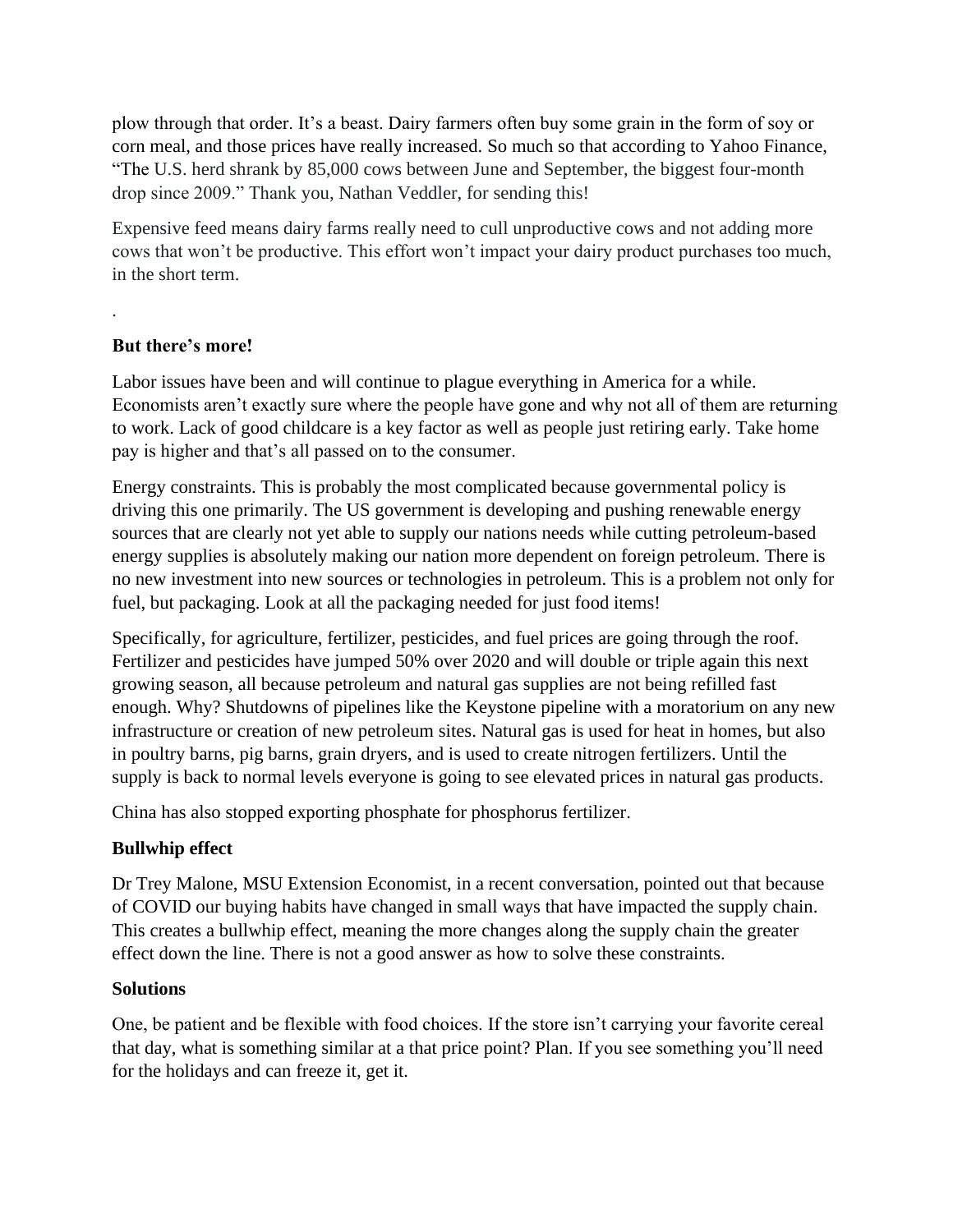plow through that order. It's a beast. Dairy farmers often buy some grain in the form of soy or corn meal, and those prices have really increased. So much so that according to Yahoo Finance, "The U.S. herd shrank by 85,000 cows between June and September, the biggest four-month drop since 2009." Thank you, Nathan Veddler, for sending this!

Expensive feed means dairy farms really need to cull unproductive cows and not adding more cows that won't be productive. This effort won't impact your dairy product purchases too much, in the short term.

.

**But there's more!**

Labor issues have been and will continue to plague everything in America for a while. Economists aren't exactly sure where the people have gone and why not all of them are returning to work. Lack of good childcare is a key factor as well as people just retiring early. Take home pay is higher and that's all passed on to the consumer.

Energy constraints. This is probably the most complicated because governmental policy is driving this one primarily. The US government is developing and pushing renewable energy sources that are clearly not yet able to supply our nations needs while cutting petroleum-based energy supplies is absolutely making our nation more dependent on foreign petroleum. There is no new investment into new sources or technologies in petroleum. This is a problem not only for fuel, but packaging. Look at all the packaging needed for just food items!

Specifically, for agriculture, fertilizer, pesticides, and fuel prices are going through the roof. Fertilizer and pesticides have jumped 50% over 2020 and will double or triple again this next growing season, all because petroleum and natural gas supplies are not being refilled fast enough. Why? Shutdowns of pipelines like the Keystone pipeline with a moratorium on any new infrastructure or creation of new petroleum sites. Natural gas is used for heat in homes, but also in poultry barns, pig barns, grain dryers, and is used to create nitrogen fertilizers. Until the supply is back to normal levels everyone is going to see elevated prices in natural gas products.

China has also stopped exporting phosphate for phosphorus fertilizer.

**Bullwhip effect**

Dr Trey Malone, MSU Extension Economist, in a recent conversation, pointed out that because of COVID our buying habits have changed in small ways that have impacted the supply chain. This creates a bullwhip effect, meaning the more changes along the supply chain the greater effect down the line. There is not a good answer as how to solve these constraints.

**Solutions**

One, be patient and be flexible with food choices. If the store isn't carrying your favorite cereal that day, what is something similar at a that price point? Plan. If you see something you'll need for the holidays and can freeze it, get it.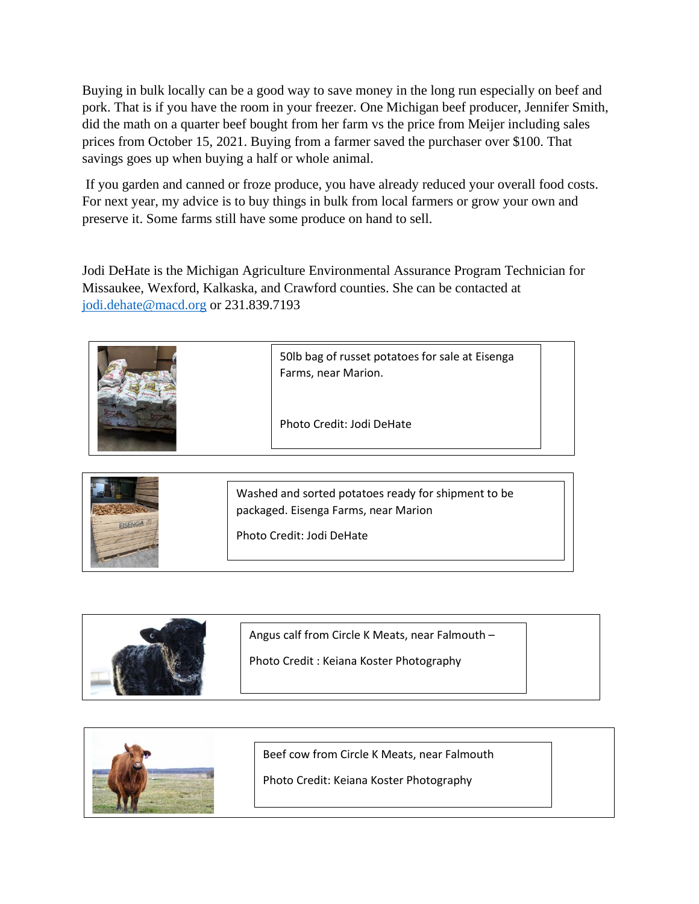Buying in bulk locally can be a good way to save money in the long run especially on beef and pork. That is if you have the room in your freezer. One Michigan beef producer, Jennifer Smith, did the math on a quarter beef bought from her farm vs the price from Meijer including sales prices from October 15, 2021. Buying from a farmer saved the purchaser over $100. That savings goes up when buying a half or whole animal.

If you garden and canned or froze produce, you have already reduced your overall food costs. For next year, my advice is to buy things in bulk from local farmers or grow your own and preserve it. Some farms still have some produce on hand to sell.

Jodi DeHate is the Michigan Agriculture Environmental Assurance Program Technician for Missaukee, Wexford, Kalkaska, and Crawford counties. She can be contacted at jodi.dehate@macd.org or 231.839.7193

50lb bag of russet potatoes for sale at Eisenga Farms, near Marion.

Photo Credit: Jodi DeHate

Washed and sorted potatoes ready for shipment to be packaged. Eisenga Farms, near Marion

Photo Credit: Jodi DeHate

Angus calf from Circle K Meats, near Falmouth –

Photo Credit : Keiana Koster Photography

Beef cow from Circle K Meats, near Falmouth

Photo Credit: Keiana Koster Photography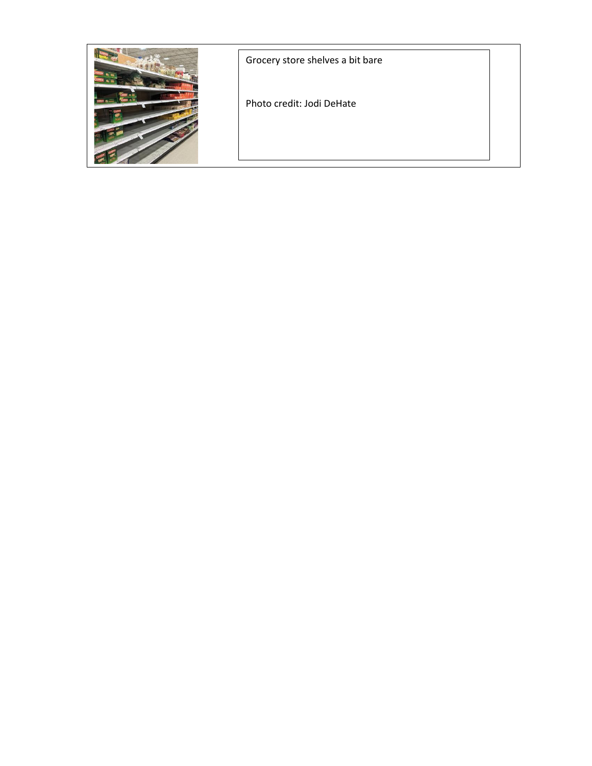Grocery store shelves a bit bare

Photo credit: Jodi DeHate